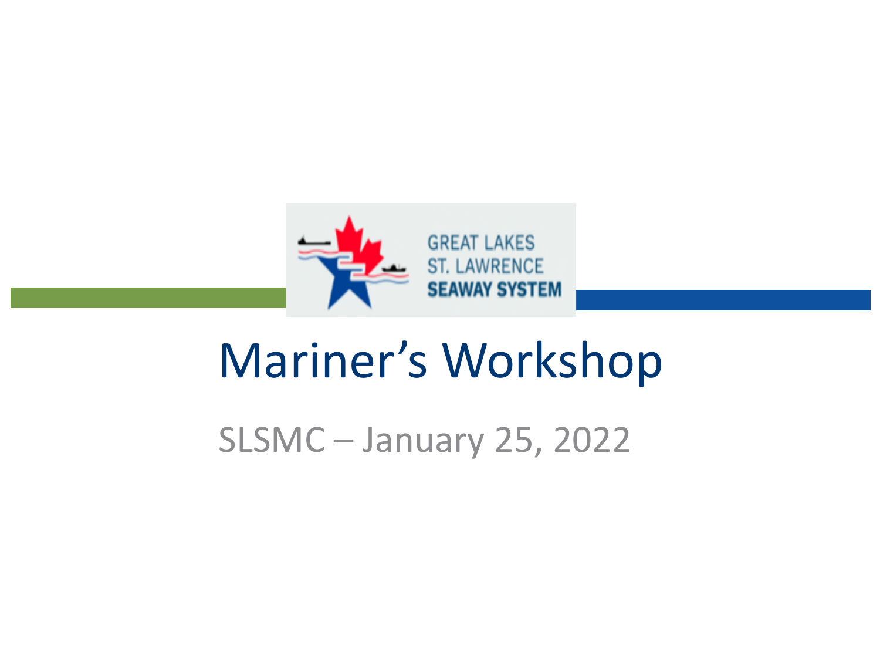GREAT LAKES
ST. LAWRENCE
SEAWAY SYSTEM

# Mariner's Workshop

SLSMC – January 25, 2022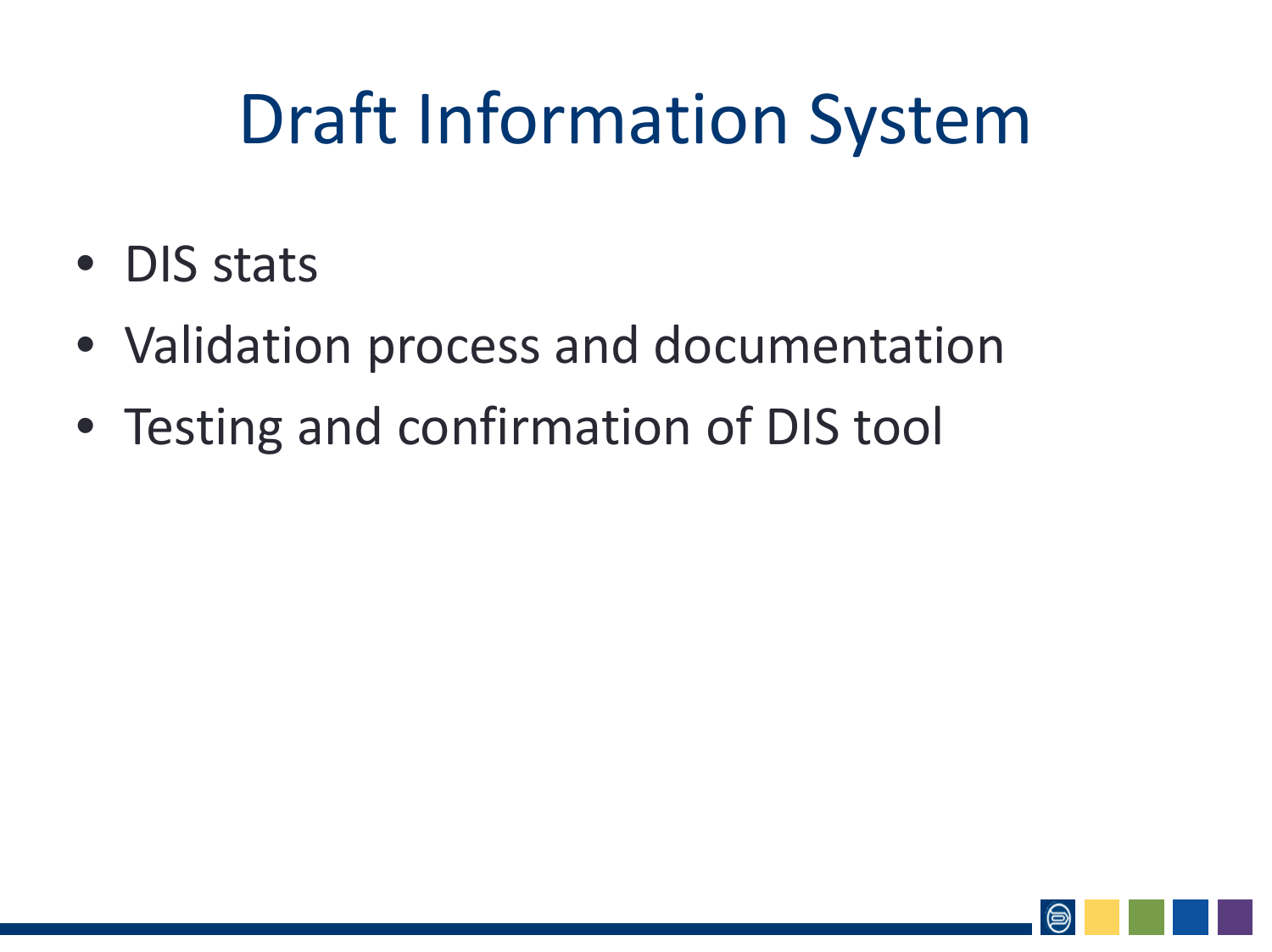# Draft Information System

- DIS stats
- Validation process and documentation
- Testing and confirmation of DIS tool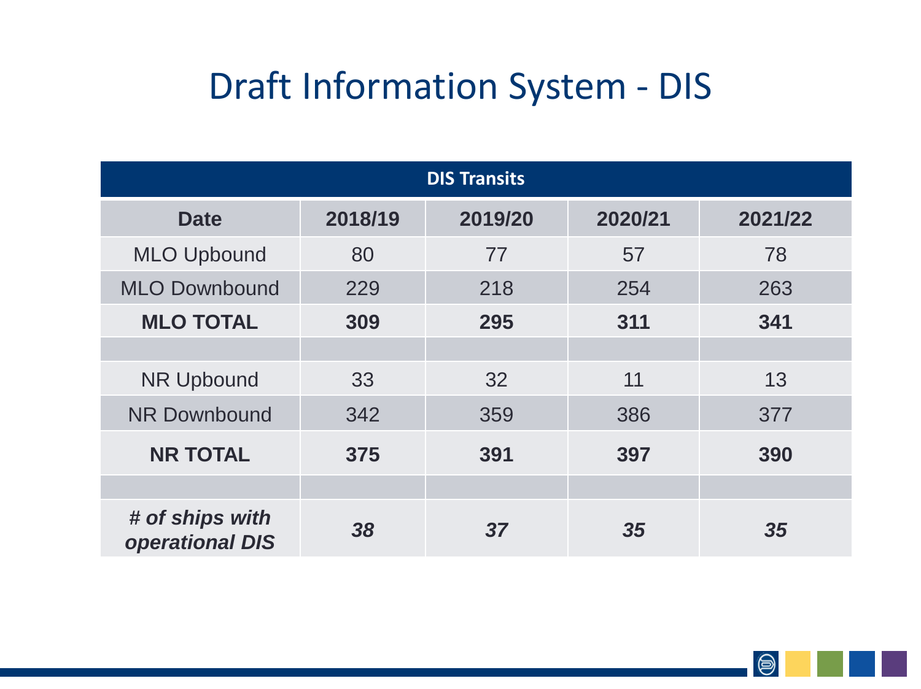# Draft Information System - DIS

| DIS Transits | | | | |
|---|---|---|---|---|
| **Date** | **2018/19** | **2019/20** | **2020/21** | **2021/22** |
| MLO Upbound | 80 | 77 | 57 | 78 |
| MLO Downbound | 229 | 218 | 254 | 263 |
| **MLO TOTAL** | **309** | **295** | **311** | **341** |
| | | | | |
| NR Upbound | 33 | 32 | 11 | 13 |
| NR Downbound | 342 | 359 | 386 | 377 |
| **NR TOTAL** | **375** | **391** | **397** | **390** |
| | | | | |
| ***# of ships with operational DIS*** | ***38*** | ***37*** | ***35*** | ***35*** |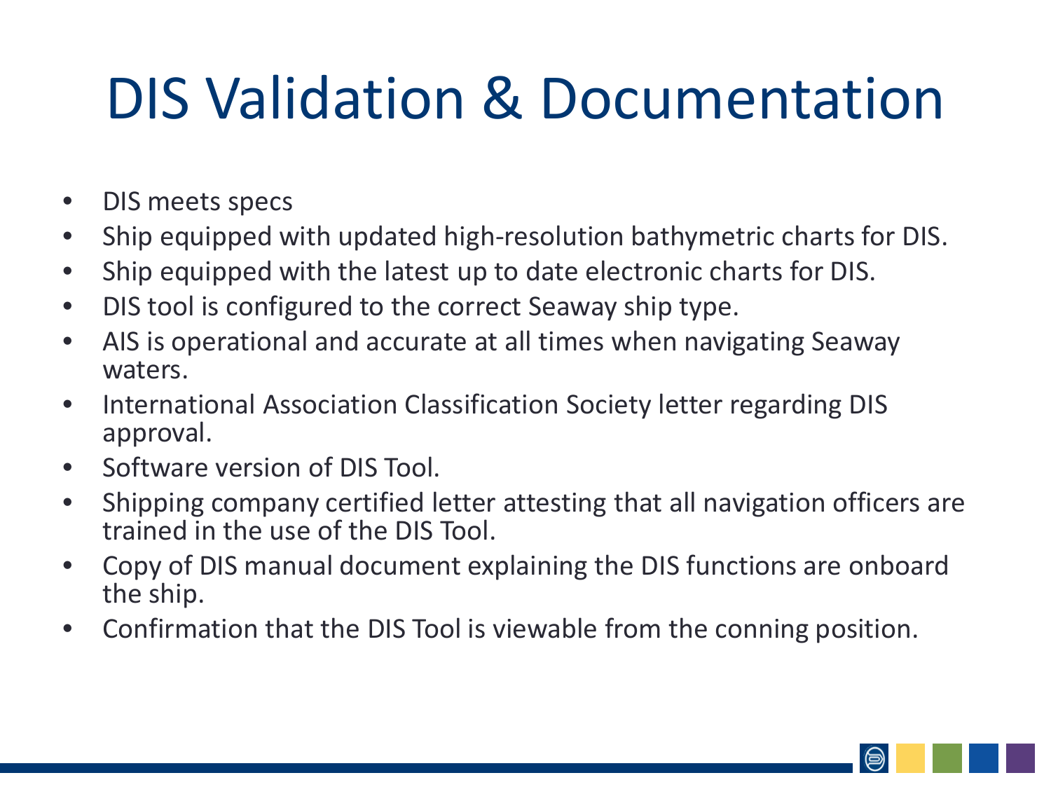# DIS Validation & Documentation

- DIS meets specs
- Ship equipped with updated high-resolution bathymetric charts for DIS.
- Ship equipped with the latest up to date electronic charts for DIS.
- DIS tool is configured to the correct Seaway ship type.
- AIS is operational and accurate at all times when navigating Seaway waters.
- International Association Classification Society letter regarding DIS approval.
- Software version of DIS Tool.
- Shipping company certified letter attesting that all navigation officers are trained in the use of the DIS Tool.
- Copy of DIS manual document explaining the DIS functions are onboard the ship.
- Confirmation that the DIS Tool is viewable from the conning position.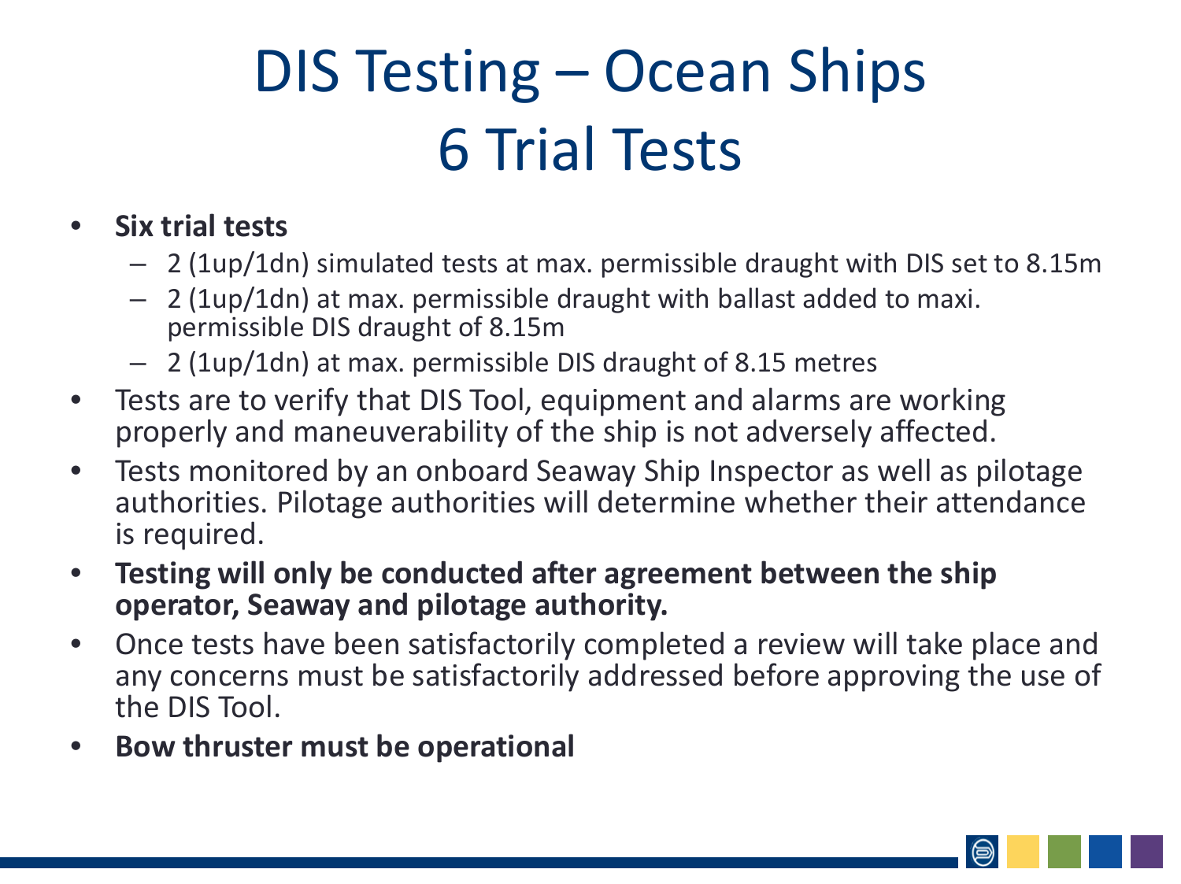# DIS Testing – Ocean Ships 6 Trial Tests

- **Six trial tests**
  - 2 (1up/1dn) simulated tests at max. permissible draught with DIS set to 8.15m
  - 2 (1up/1dn) at max. permissible draught with ballast added to maxi. permissible DIS draught of 8.15m
  - 2 (1up/1dn) at max. permissible DIS draught of 8.15 metres
- Tests are to verify that DIS Tool, equipment and alarms are working properly and maneuverability of the ship is not adversely affected.
- Tests monitored by an onboard Seaway Ship Inspector as well as pilotage authorities. Pilotage authorities will determine whether their attendance is required.
- **Testing will only be conducted after agreement between the ship operator, Seaway and pilotage authority.**
- Once tests have been satisfactorily completed a review will take place and any concerns must be satisfactorily addressed before approving the use of the DIS Tool.
- **Bow thruster must be operational**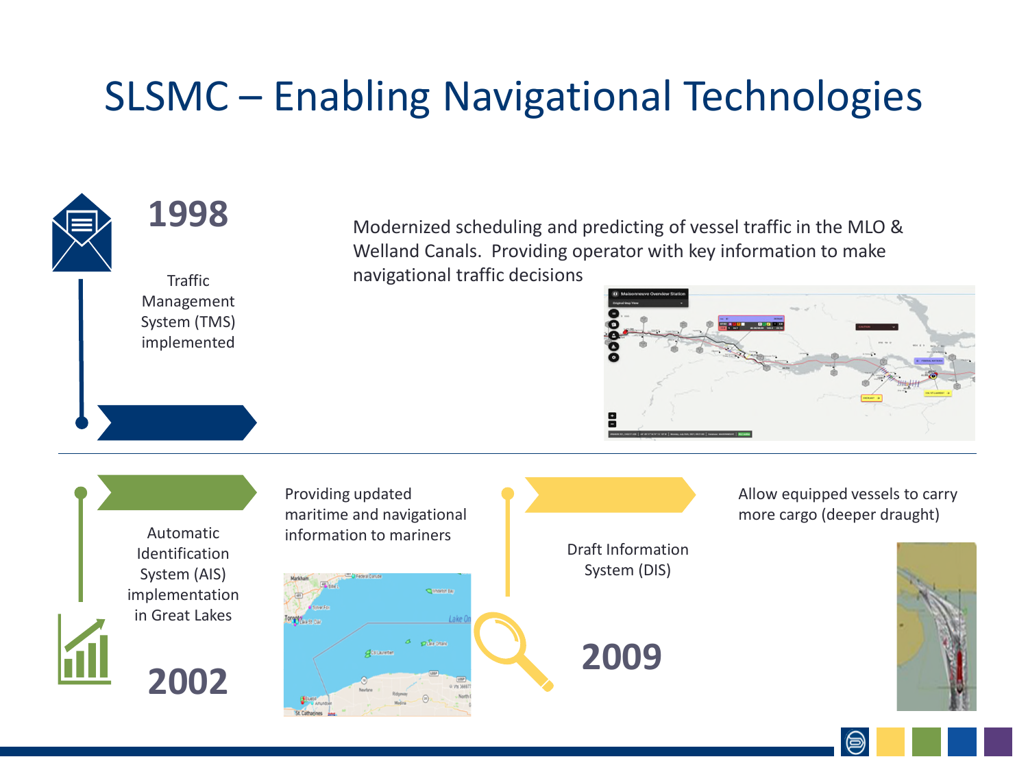# SLSMC – Enabling Navigational Technologies

## 1998

Traffic Management System (TMS) implemented

Modernized scheduling and predicting of vessel traffic in the MLO & Welland Canals. Providing operator with key information to make navigational traffic decisions

## 2002

Automatic Identification System (AIS) implementation in Great Lakes

Providing updated maritime and navigational information to mariners

## 2009

Draft Information System (DIS)

Allow equipped vessels to carry more cargo (deeper draught)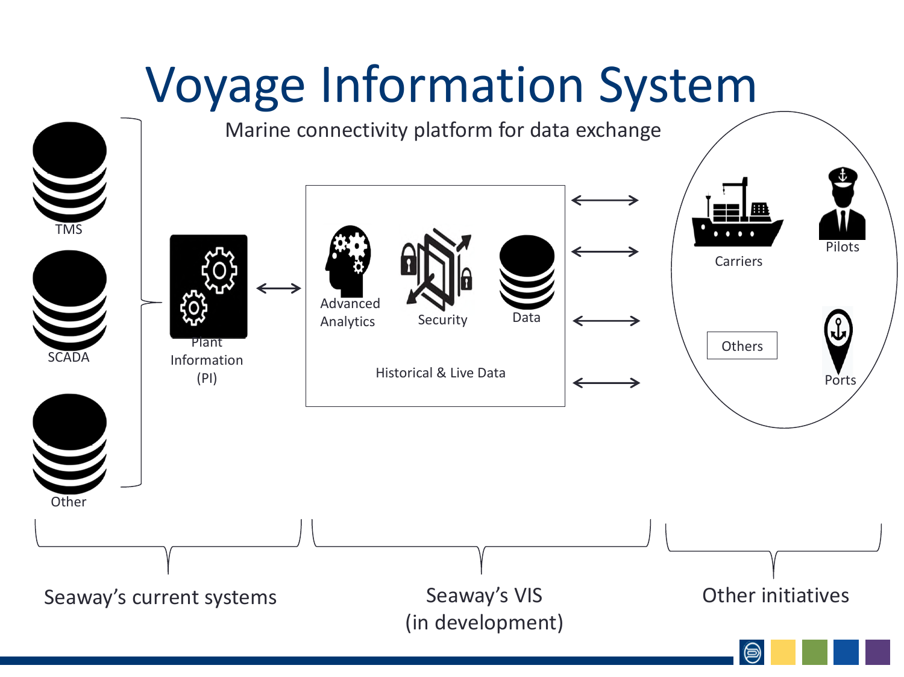# Voyage Information System

Marine connectivity platform for data exchange

TMS

SCADA

Other

Plant Information (PI)

Advanced Analytics

Security

Data

Historical & Live Data

Carriers

Pilots

Others

Ports

Seaway's current systems

Seaway's VIS (in development)

Other initiatives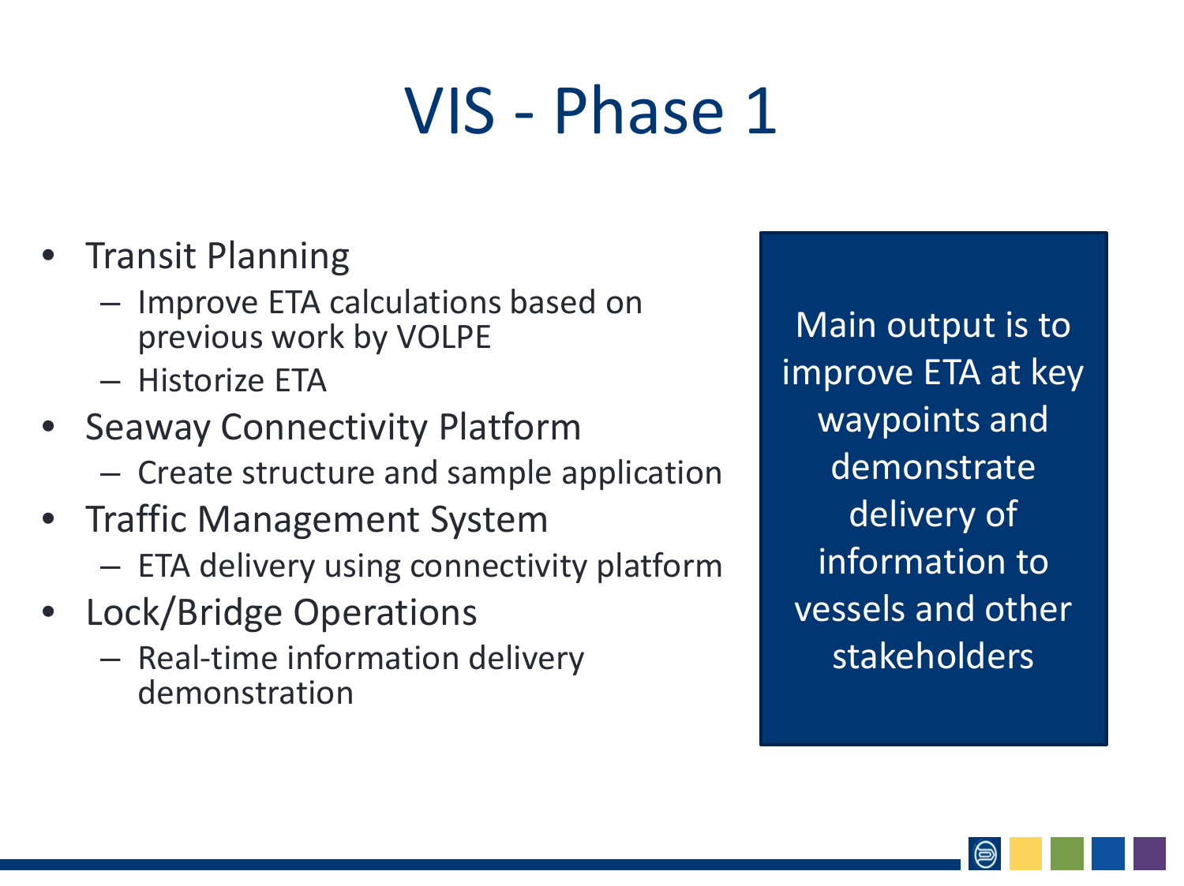# VIS - Phase 1

- Transit Planning
  - Improve ETA calculations based on previous work by VOLPE
  - Historize ETA
- Seaway Connectivity Platform
  - Create structure and sample application
- Traffic Management System
  - ETA delivery using connectivity platform
- Lock/Bridge Operations
  - Real-time information delivery demonstration

Main output is to improve ETA at key waypoints and demonstrate delivery of information to vessels and other stakeholders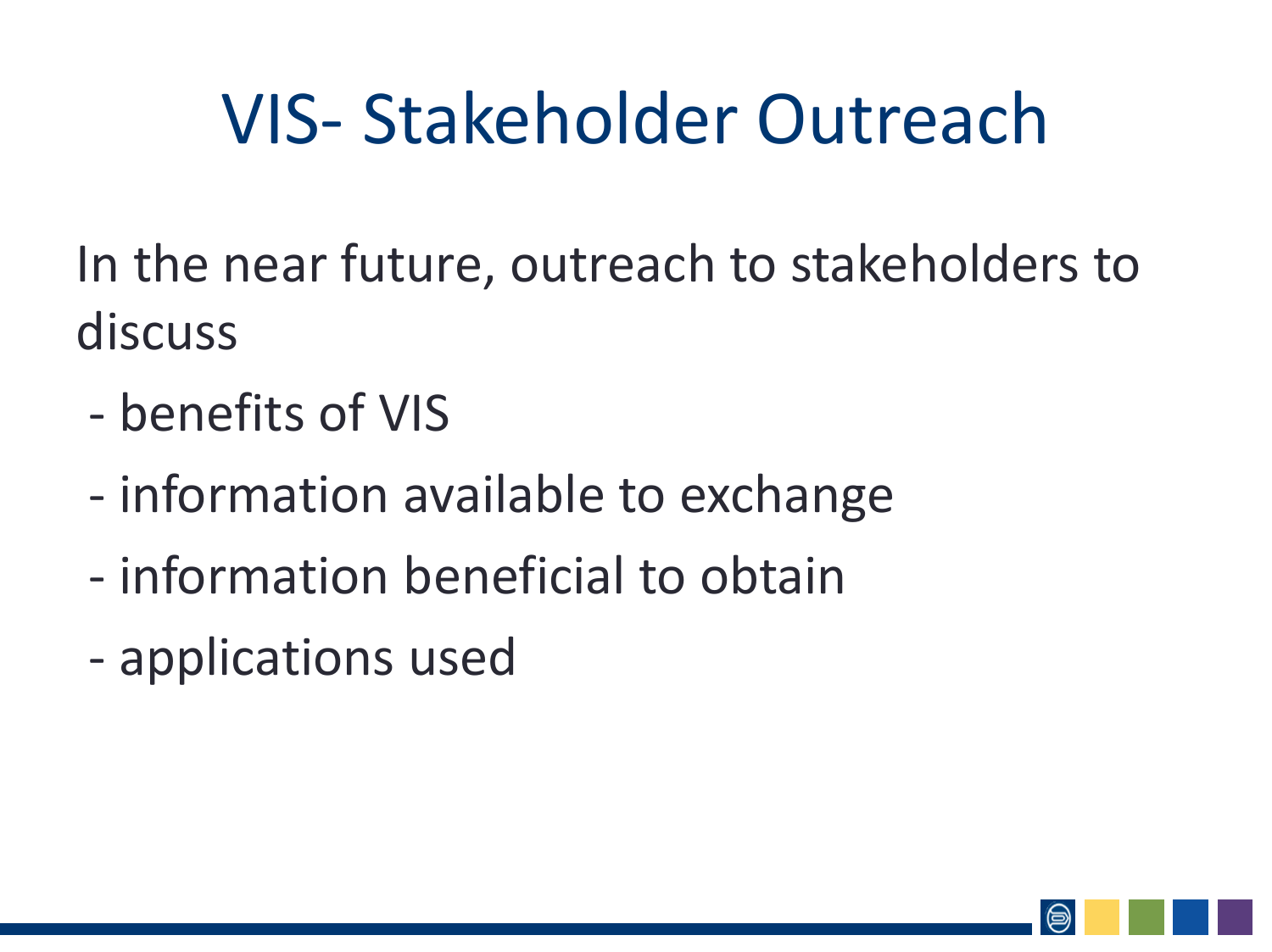# VIS- Stakeholder Outreach

In the near future, outreach to stakeholders to discuss

- benefits of VIS
- information available to exchange
- information beneficial to obtain
- applications used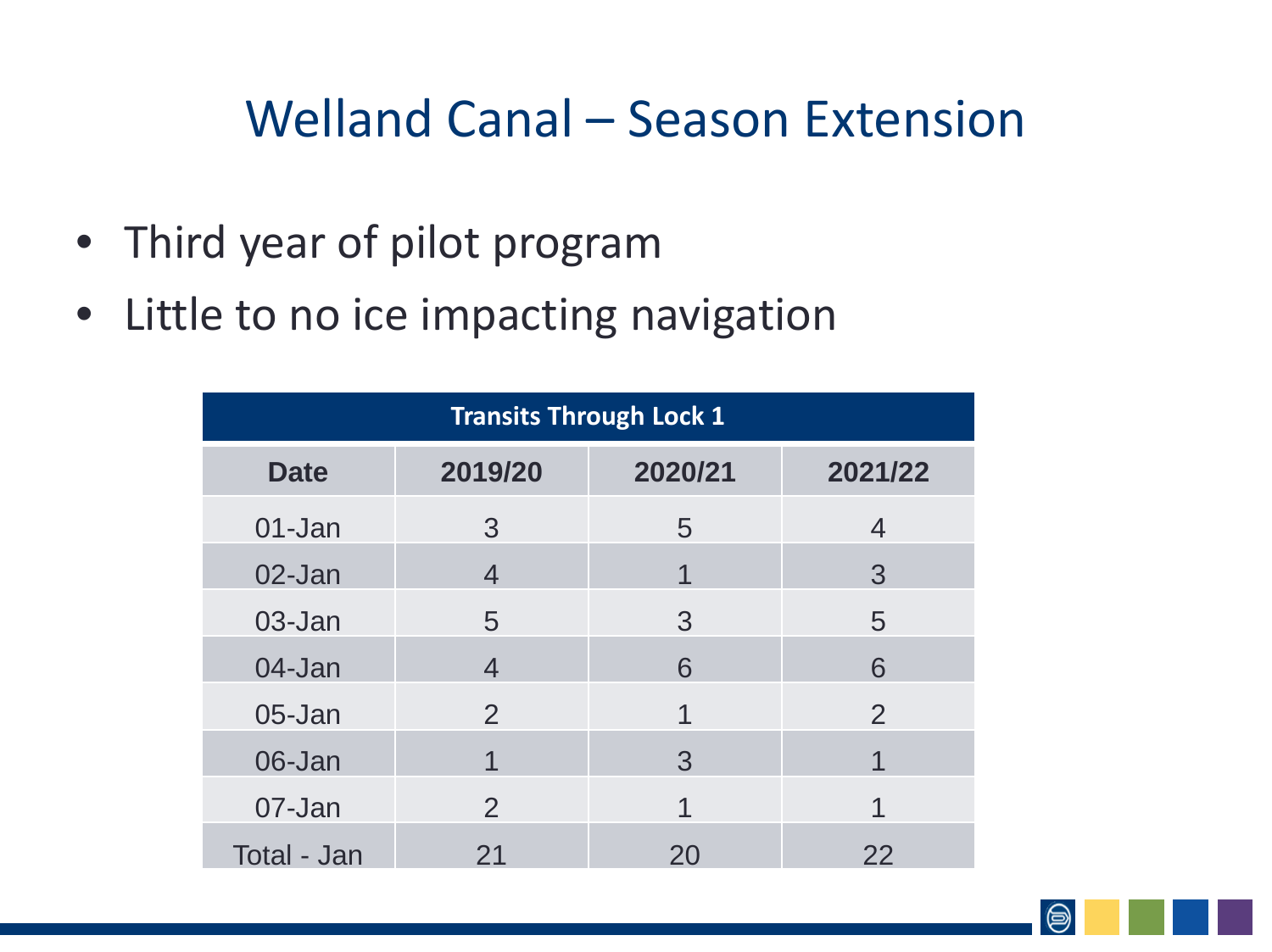# Welland Canal – Season Extension

- Third year of pilot program
- Little to no ice impacting navigation

| Transits Through Lock 1 | | | |
|---|---|---|---|
| **Date** | **2019/20** | **2020/21** | **2021/22** |
| 01-Jan | 3 | 5 | 4 |
| 02-Jan | 4 | 1 | 3 |
| 03-Jan | 5 | 3 | 5 |
| 04-Jan | 4 | 6 | 6 |
| 05-Jan | 2 | 1 | 2 |
| 06-Jan | 1 | 3 | 1 |
| 07-Jan | 2 | 1 | 1 |
| Total - Jan | 21 | 20 | 22 |